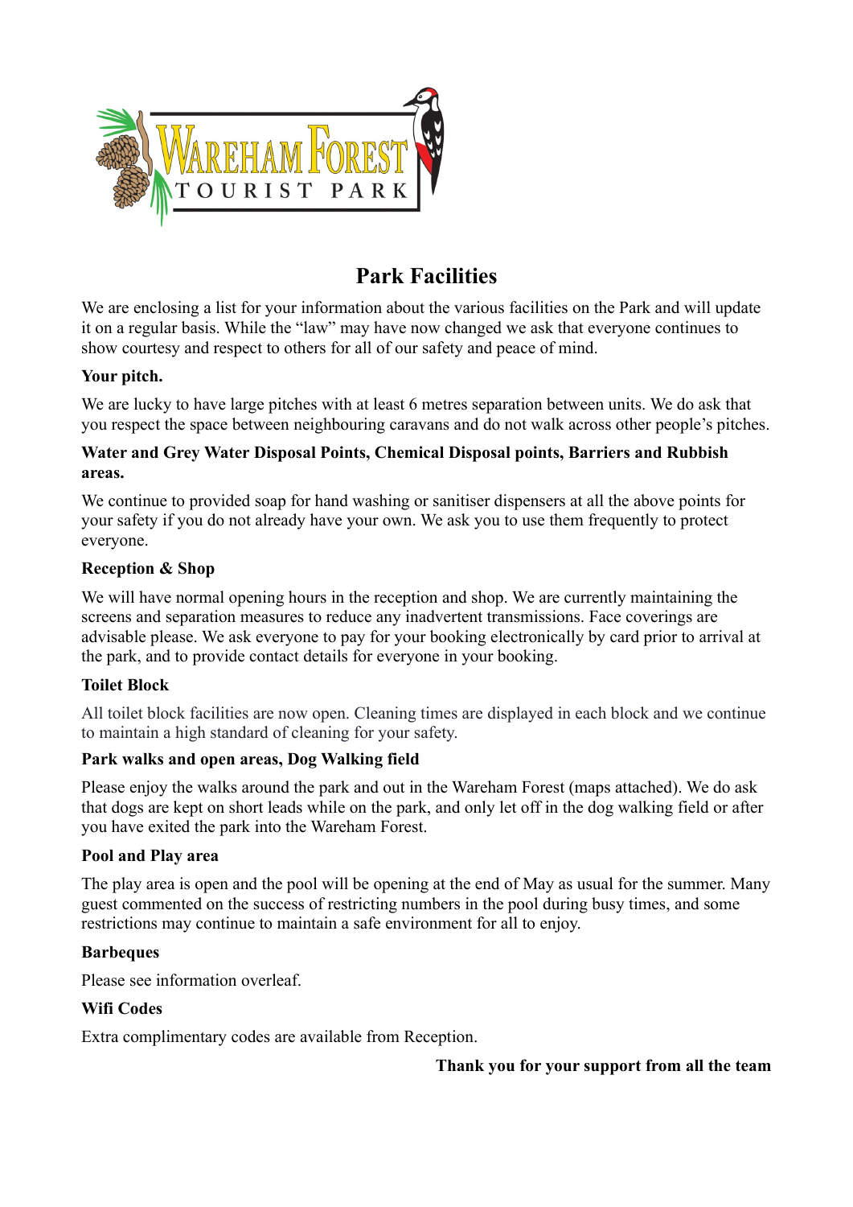WAREHAM FOREST TOURIST PARK

# Park Facilities

We are enclosing a list for your information about the various facilities on the Park and will update it on a regular basis. While the "law" may have now changed we ask that everyone continues to show courtesy and respect to others for all of our safety and peace of mind.

**Your pitch.**

We are lucky to have large pitches with at least 6 metres separation between units. We do ask that you respect the space between neighbouring caravans and do not walk across other people's pitches.

**Water and Grey Water Disposal Points, Chemical Disposal points, Barriers and Rubbish areas.**

We continue to provided soap for hand washing or sanitiser dispensers at all the above points for your safety if you do not already have your own. We ask you to use them frequently to protect everyone.

**Reception & Shop**

We will have normal opening hours in the reception and shop. We are currently maintaining the screens and separation measures to reduce any inadvertent transmissions. Face coverings are advisable please. We ask everyone to pay for your booking electronically by card prior to arrival at the park, and to provide contact details for everyone in your booking.

**Toilet Block**

All toilet block facilities are now open. Cleaning times are displayed in each block and we continue to maintain a high standard of cleaning for your safety.

**Park walks and open areas, Dog Walking field**

Please enjoy the walks around the park and out in the Wareham Forest (maps attached). We do ask that dogs are kept on short leads while on the park, and only let off in the dog walking field or after you have exited the park into the Wareham Forest.

**Pool and Play area**

The play area is open and the pool will be opening at the end of May as usual for the summer. Many guest commented on the success of restricting numbers in the pool during busy times, and some restrictions may continue to maintain a safe environment for all to enjoy.

**Barbeques**

Please see information overleaf.

**Wifi Codes**

Extra complimentary codes are available from Reception.

**Thank you for your support from all the team**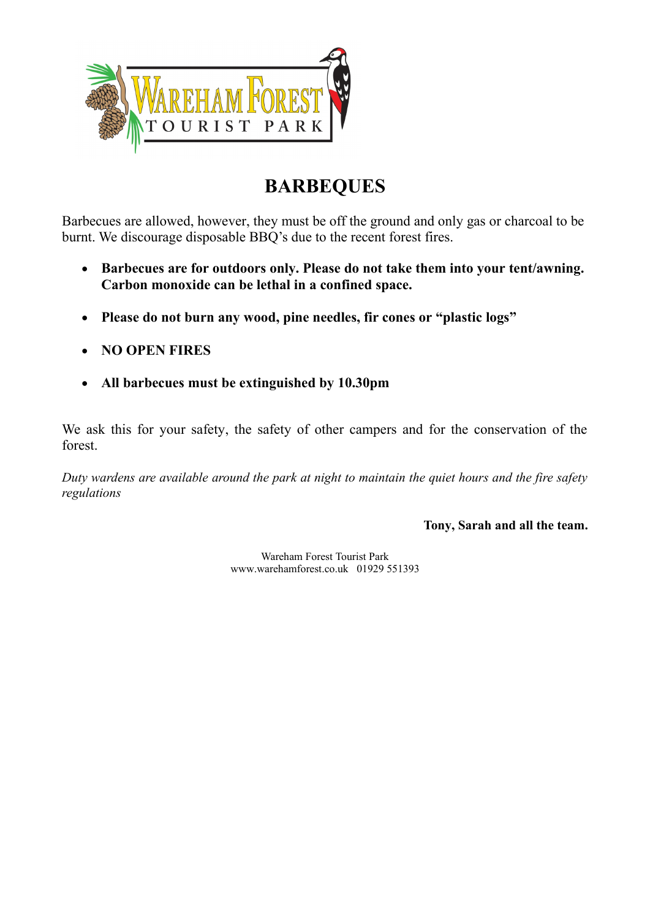# BARBEQUES

Barbecues are allowed, however, they must be off the ground and only gas or charcoal to be burnt. We discourage disposable BBQ's due to the recent forest fires.

- **Barbecues are for outdoors only. Please do not take them into your tent/awning. Carbon monoxide can be lethal in a confined space.**
- **Please do not burn any wood, pine needles, fir cones or "plastic logs"**
- **NO OPEN FIRES**
- **All barbecues must be extinguished by 10.30pm**

We ask this for your safety, the safety of other campers and for the conservation of the forest.

*Duty wardens are available around the park at night to maintain the quiet hours and the fire safety regulations*

**Tony, Sarah and all the team.**

Wareham Forest Tourist Park
www.warehamforest.co.uk 01929 551393